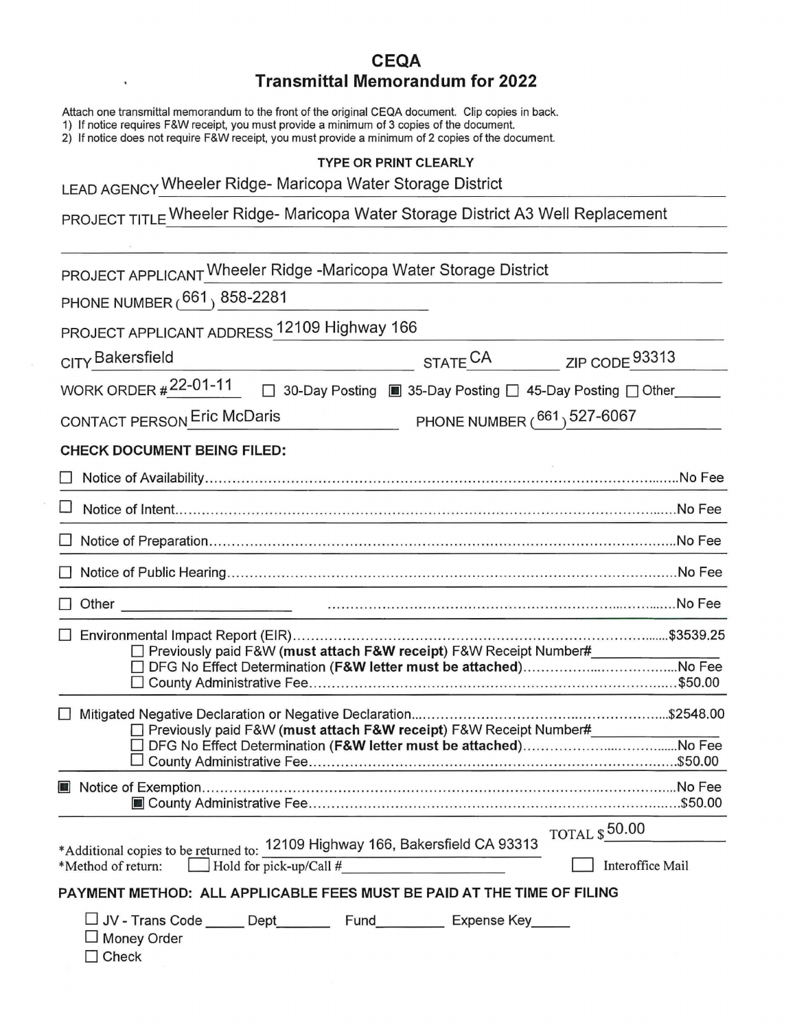# CEQA

## Transmittal Memorandum for 2022

Attach one transmittal memorandum to the front of the original CEQA document. Clip copies in back.
1) If notice requires F&W receipt, you must provide a minimum of 3 copies of the document.
2) If notice does not require F&W receipt, you must provide a minimum of 2 copies of the document.

**TYPE OR PRINT CLEARLY**

LEAD AGENCY Wheeler Ridge- Maricopa Water Storage District

PROJECT TITLE Wheeler Ridge- Maricopa Water Storage District A3 Well Replacement

PROJECT APPLICANT Wheeler Ridge -Maricopa Water Storage District

PHONE NUMBER (661) 858-2281

PROJECT APPLICANT ADDRESS 12109 Highway 166

CITY Bakersfield STATE CA ZIP CODE 93313

WORK ORDER # 22-01-11 ☐ 30-Day Posting ☒ 35-Day Posting ☐ 45-Day Posting ☐ Other______

CONTACT PERSON Eric McDaris PHONE NUMBER (661) 527-6067

**CHECK DOCUMENT BEING FILED:**

☐ Notice of Availability....................No Fee

☐ Notice of Intent....................No Fee

☐ Notice of Preparation....................No Fee

☐ Notice of Public Hearing....................No Fee

☐ Other ____________________ ....................No Fee

☐ Environmental Impact Report (EIR)....................$3539.25
- ☐ Previously paid F&W **(must attach F&W receipt)** F&W Receipt Number# ______________
- ☐ DFG No Effect Determination **(F&W letter must be attached)**....................No Fee
- ☐ County Administrative Fee....................$50.00

☐ Mitigated Negative Declaration or Negative Declaration....................$2548.00
- ☐ Previously paid F&W **(must attach F&W receipt)** F&W Receipt Number# ______________
- ☐ DFG No Effect Determination **(F&W letter must be attached)**....................No Fee
- ☐ County Administrative Fee....................$50.00

☒ Notice of Exemption....................No Fee
- ☒ County Administrative Fee....................$50.00

TOTAL $ 50.00

*Additional copies to be returned to: 12109 Highway 166, Bakersfield CA 93313
*Method of return: ☐ Hold for pick-up/Call # ______________ ☐ Interoffice Mail

**PAYMENT METHOD: ALL APPLICABLE FEES MUST BE PAID AT THE TIME OF FILING**

☐ JV - Trans Code _____ Dept_______ Fund_________ Expense Key_____
☐ Money Order
☐ Check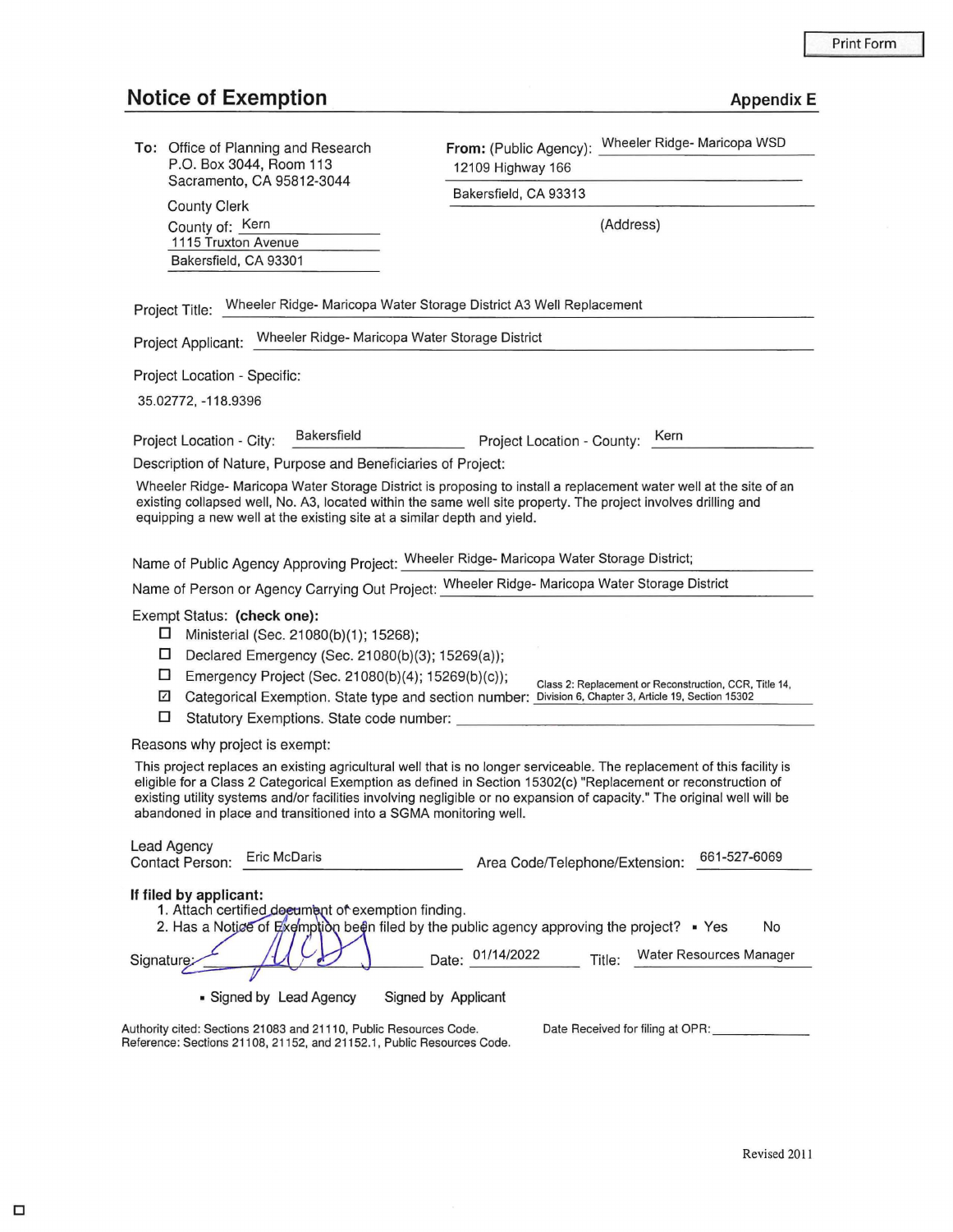Print Form

# Notice of Exempton

**Appendix E**

**To:** Office of Planning and Research
P.O. Box 3044, Room 113
Sacramento, CA 95812-3044

County Clerk
County of: Kern
1115 Truxton Avenue
Bakersfield, CA 93301

**From:** (Public Agency): Wheeler Ridge- Maricopa WSD
12109 Highway 166
Bakersfield, CA 93313
(Address)

Project Title: Wheeler Ridge- Maricopa Water Storage District A3 Well Replacement

Project Applicant: Wheeler Ridge- Maricopa Water Storage District

Project Location - Specific:

35.02772, -118.9396

Project Location - City: Bakersfield    Project Location - County: Kern

Description of Nature, Purpose and Beneficiaries of Project:

Wheeler Ridge- Maricopa Water Storage District is proposing to install a replacement water well at the site of an existing collapsed well, No. A3, located within the same well site property. The project involves drilling and equipping a new well at the existing site at a similar depth and yield.

Name of Public Agency Approving Project: Wheeler Ridge- Maricopa Water Storage District;

Name of Person or Agency Carrying Out Project: Wheeler Ridge- Maricopa Water Storage District

Exempt Status: **(check one):**

- ☐ Ministerial (Sec. 21080(b)(1); 15268);
- ☐ Declared Emergency (Sec. 21080(b)(3); 15269(a));
- ☐ Emergency Project (Sec. 21080(b)(4); 15269(b)(c));
- ☑ Categorical Exemption. State type and section number: Class 2: Replacement or Reconstruction, CCR, Title 14, Division 6, Chapter 3, Article 19, Section 15302
- ☐ Statutory Exemptions. State code number:

Reasons why project is exempt:

This project replaces an existing agricultural well that is no longer serviceable. The replacement of this facility is eligible for a Class 2 Categorical Exemption as defined in Section 15302(c) "Replacement or reconstruction of existing utility systems and/or facilities involving negligible or no expansion of capacity." The original well will be abandoned in place and transitioned into a SGMA monitoring well.

Lead Agency Contact Person: Eric McDaris    Area Code/Telephone/Extension: 661-527-6069

**If filed by applicant:**

1. Attach certified document of exemption finding.
2. Has a Notice of Exemption been filed by the public agency approving the project? ▪ Yes  No

Signature: [signature]    Date: 01/14/2022    Title: Water Resources Manager

▪ Signed by Lead Agency    Signed by Applicant

Authority cited: Sections 21083 and 21110, Public Resources Code.
Reference: Sections 21108, 21152, and 21152.1, Public Resources Code.

Date Received for filing at OPR:

Revised 2011